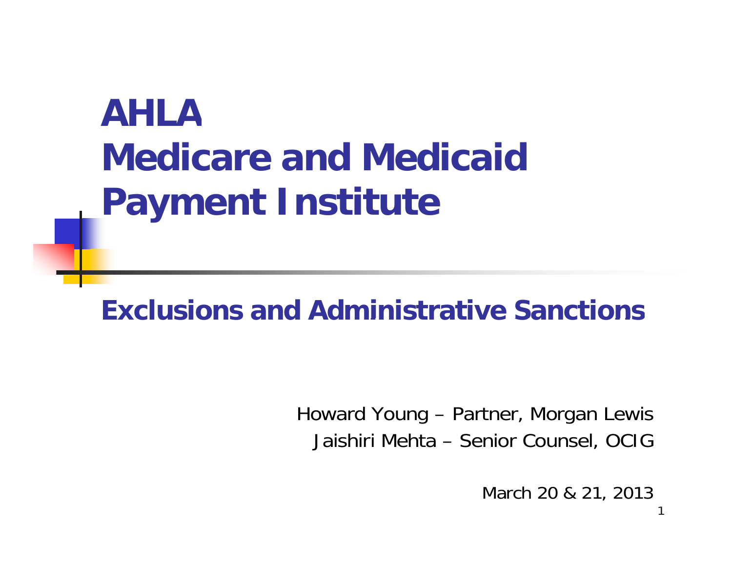# AHLA Medicare and Medicaid Payment Institute

## Exclusions and Administrative Sanctions

Howard Young – Partner, Morgan Lewis

Jaishiri Mehta – Senior Counsel, OCIG

March 20 & 21, 2013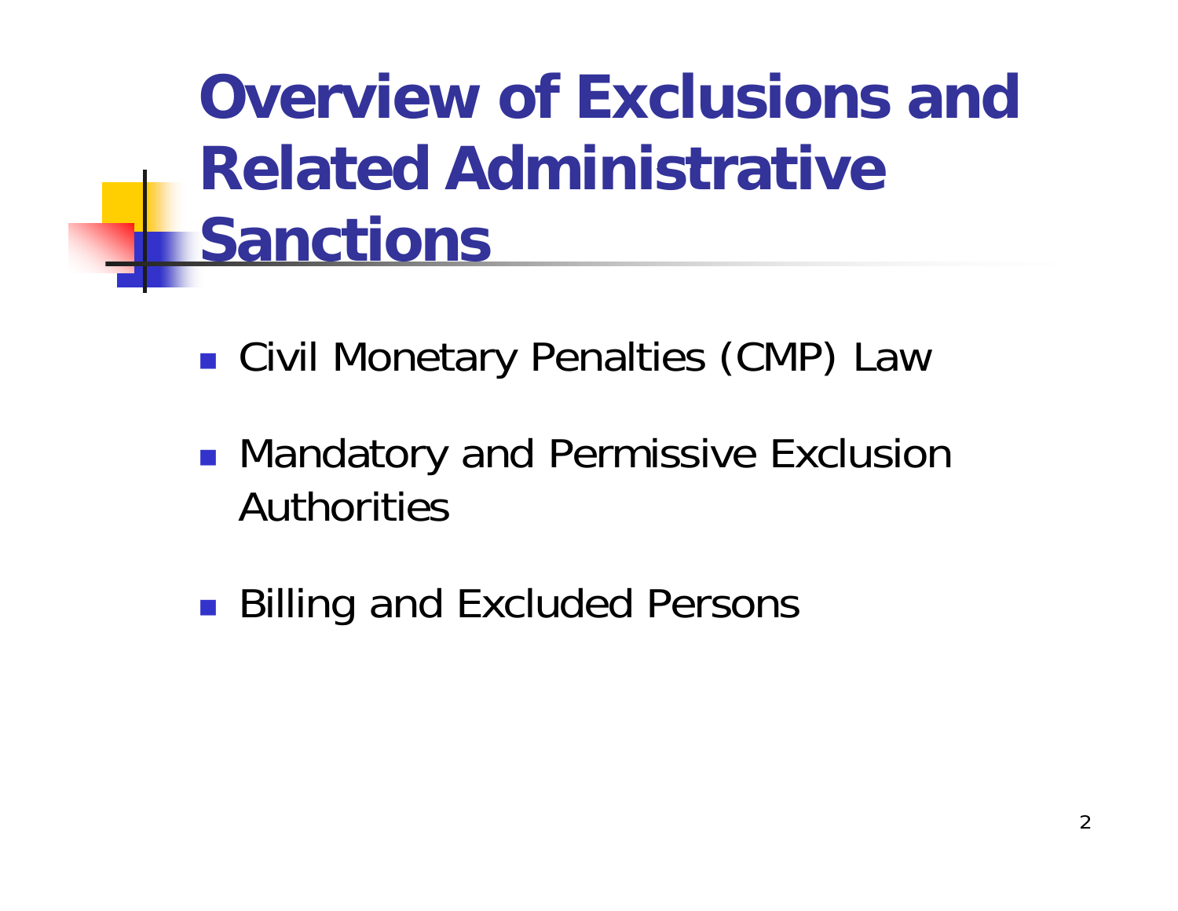# Overview of Exclusions and Related Administrative Sanctions

- Civil Monetary Penalties (CMP) Law
- Mandatory and Permissive Exclusion Authorities
- Billing and Excluded Persons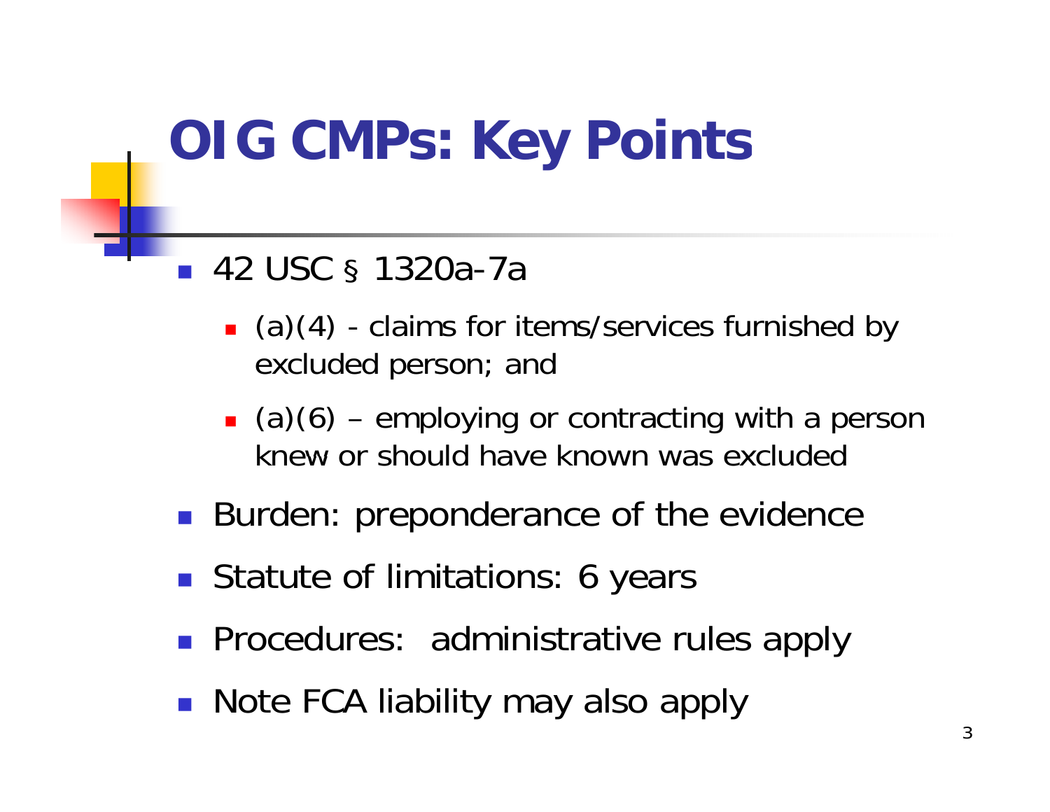# OIG CMPs: Key Points

- 42 USC § 1320a-7a
  - (a)(4) - claims for items/services furnished by excluded person; and
  - (a)(6) – employing or contracting with a person knew or should have known was excluded
- Burden: preponderance of the evidence
- Statute of limitations: 6 years
- Procedures: administrative rules apply
- Note FCA liability may also apply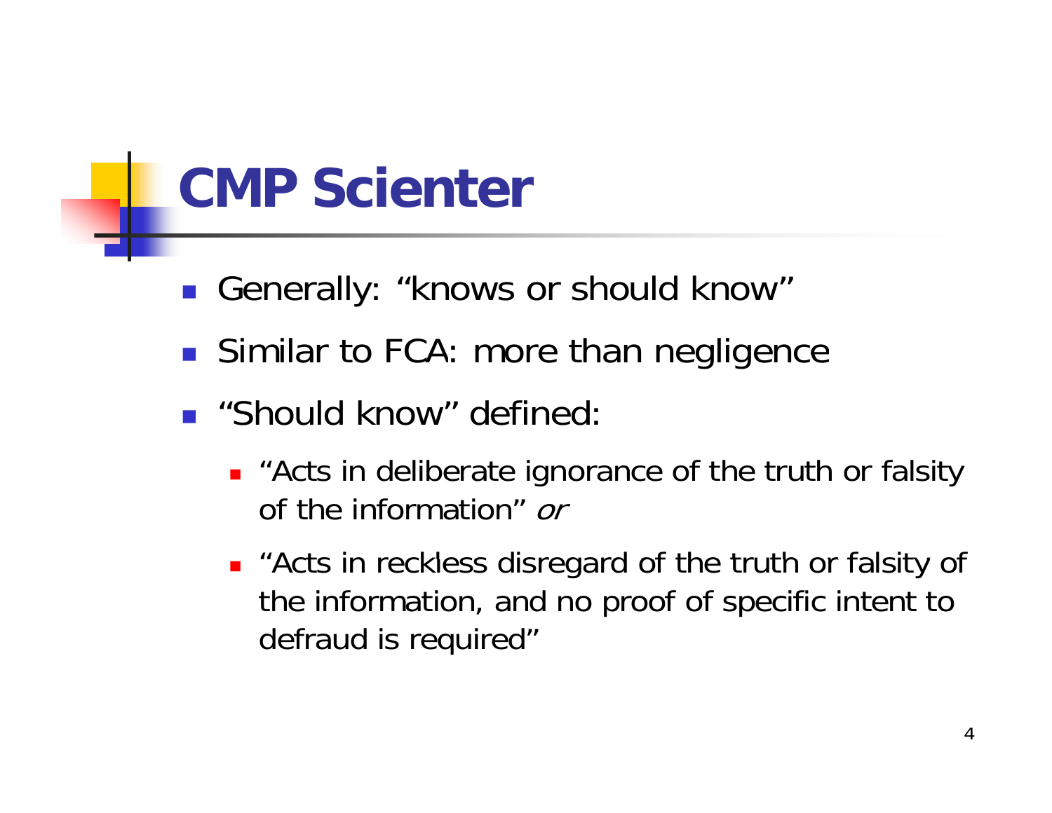# CMP Scienter

- Generally: "knows or should know"
- Similar to FCA: more than negligence
- "Should know" defined:
  - "Acts in deliberate ignorance of the truth or falsity of the information" *or*
  - "Acts in reckless disregard of the truth or falsity of the information, and no proof of specific intent to defraud is required"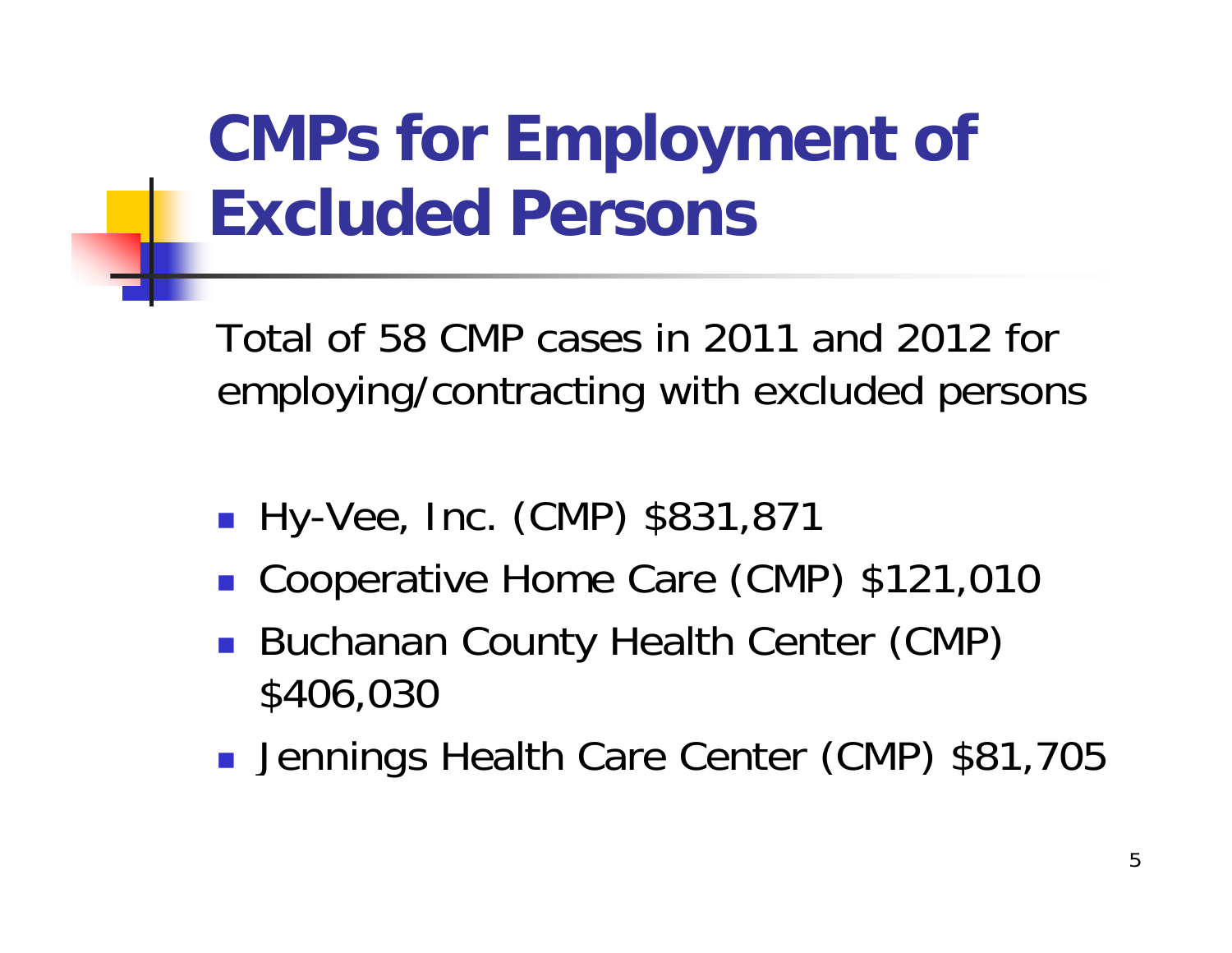# CMPs for Employment of Excluded Persons

Total of 58 CMP cases in 2011 and 2012 for employing/contracting with excluded persons

- Hy-Vee, Inc. (CMP) $831,871
- Cooperative Home Care (CMP) $121,010
- Buchanan County Health Center (CMP) $406,030
- Jennings Health Care Center (CMP) $81,705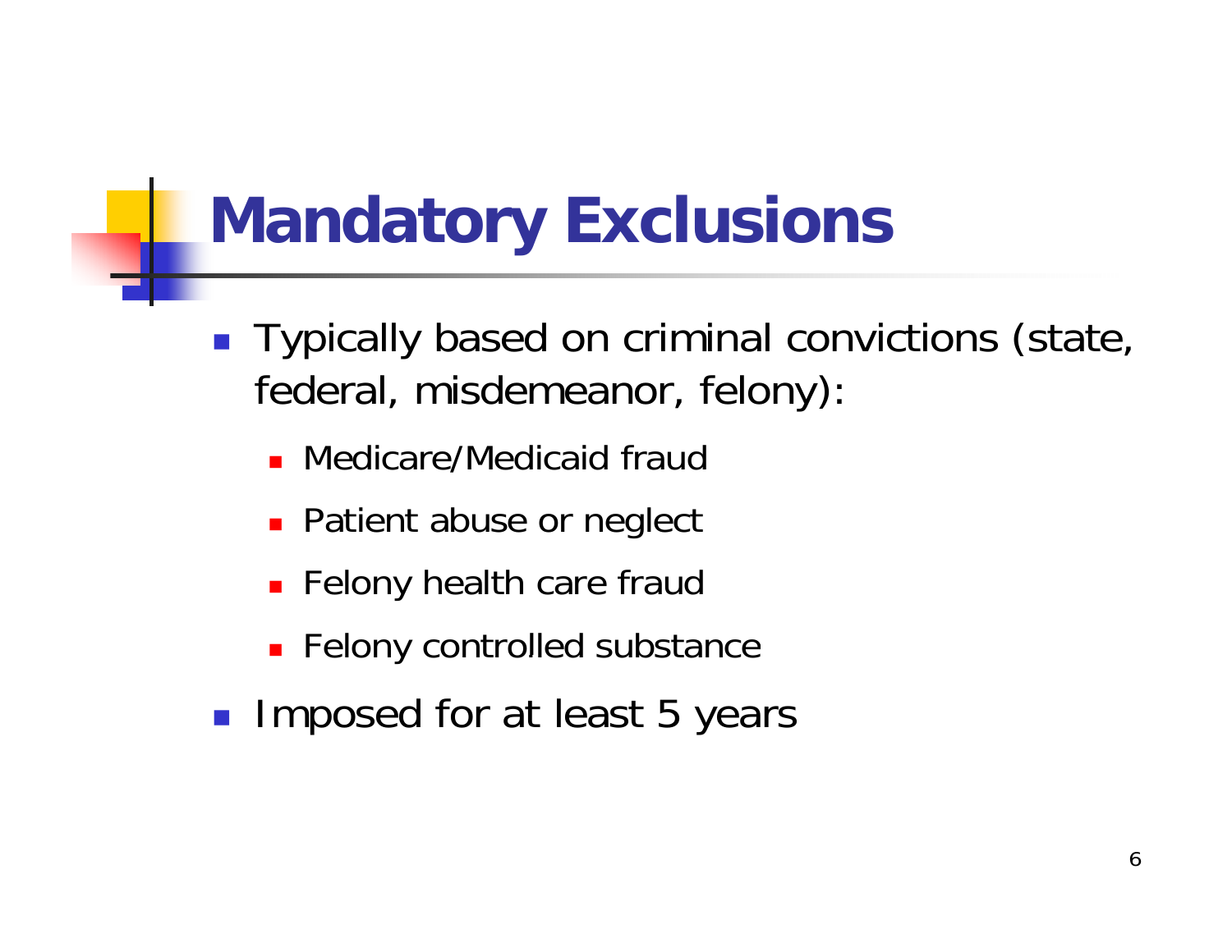# Mandatory Exclusions

- Typically based on criminal convictions (state, federal, misdemeanor, felony):
  - Medicare/Medicaid fraud
  - Patient abuse or neglect
  - Felony health care fraud
  - Felony controlled substance
- Imposed for at least 5 years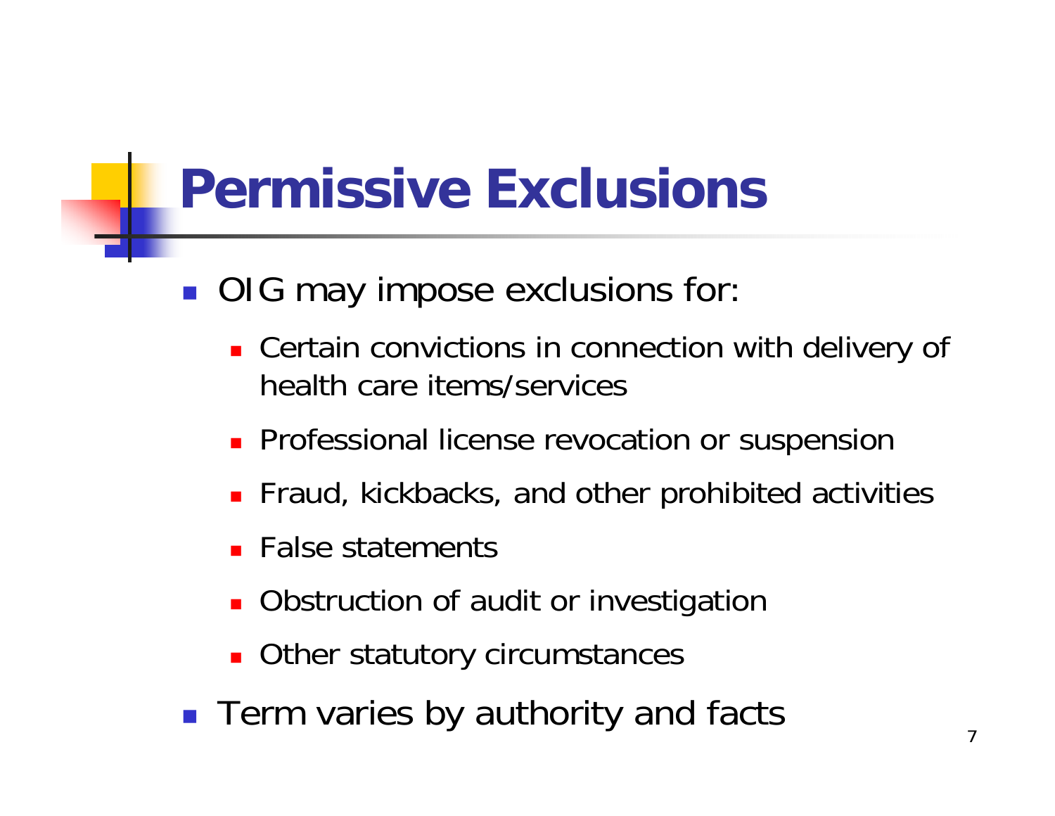# Permissive Exclusions

- OIG may impose exclusions for:
  - Certain convictions in connection with delivery of health care items/services
  - Professional license revocation or suspension
  - Fraud, kickbacks, and other prohibited activities
  - False statements
  - Obstruction of audit or investigation
  - Other statutory circumstances
- Term varies by authority and facts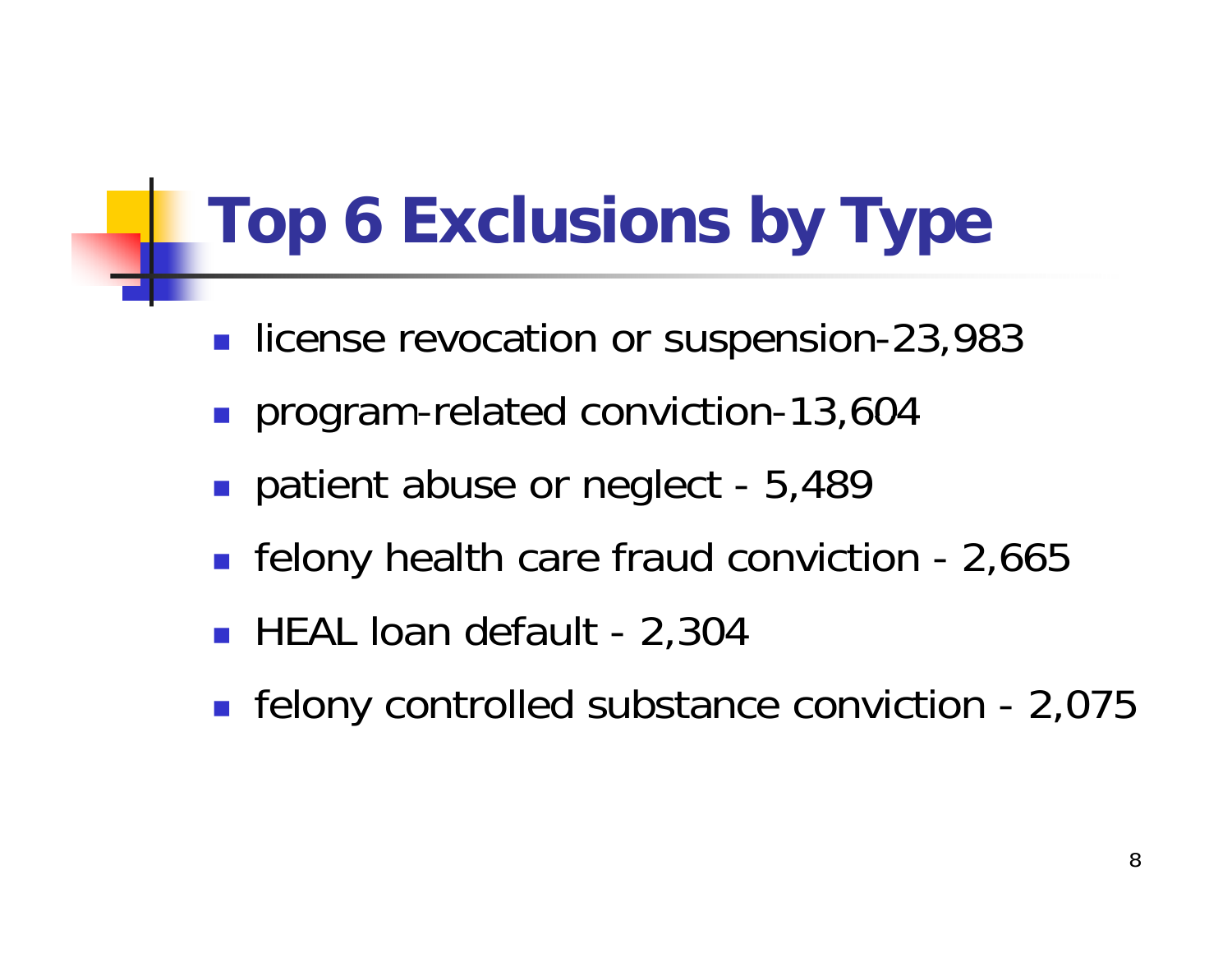# Top 6 Exclusions by Type

- license revocation or suspension-23,983
- program-related conviction-13,604
- patient abuse or neglect - 5,489
- felony health care fraud conviction - 2,665
- HEAL loan default - 2,304
- felony controlled substance conviction - 2,075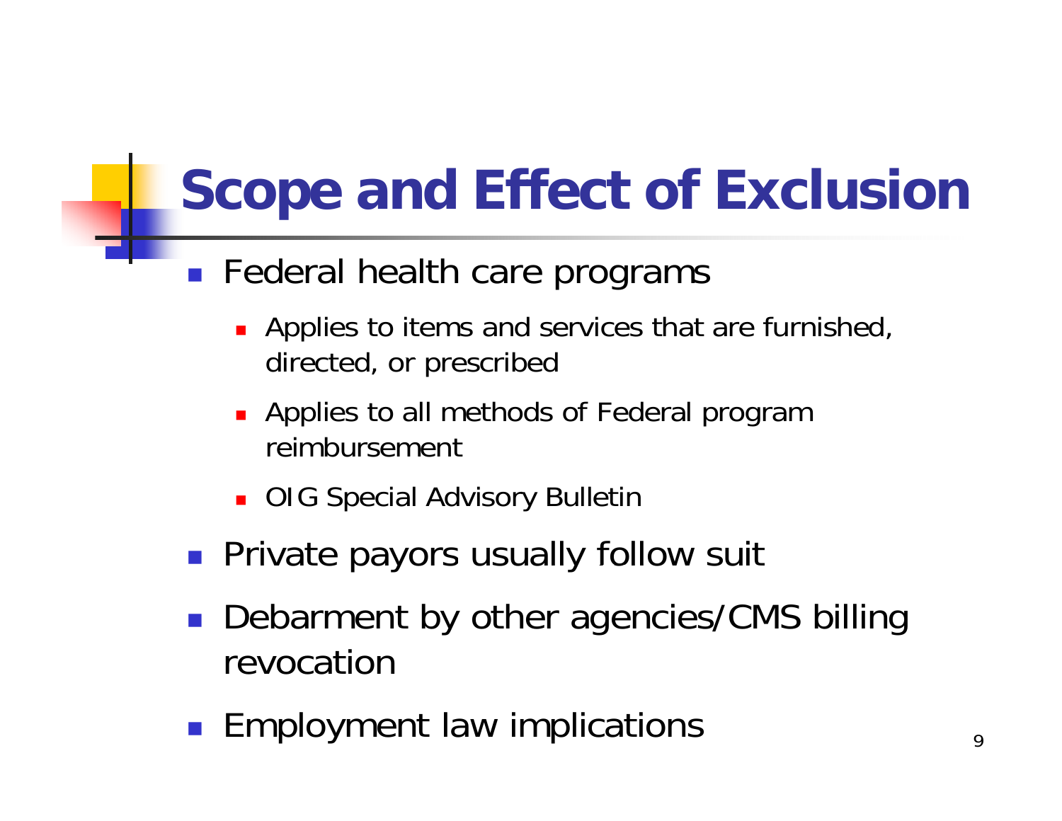# Scope and Effect of Exclusion

- Federal health care programs
  - Applies to items and services that are furnished, directed, or prescribed
  - Applies to all methods of Federal program reimbursement
  - OIG Special Advisory Bulletin
- Private payors usually follow suit
- Debarment by other agencies/CMS billing revocation
- Employment law implications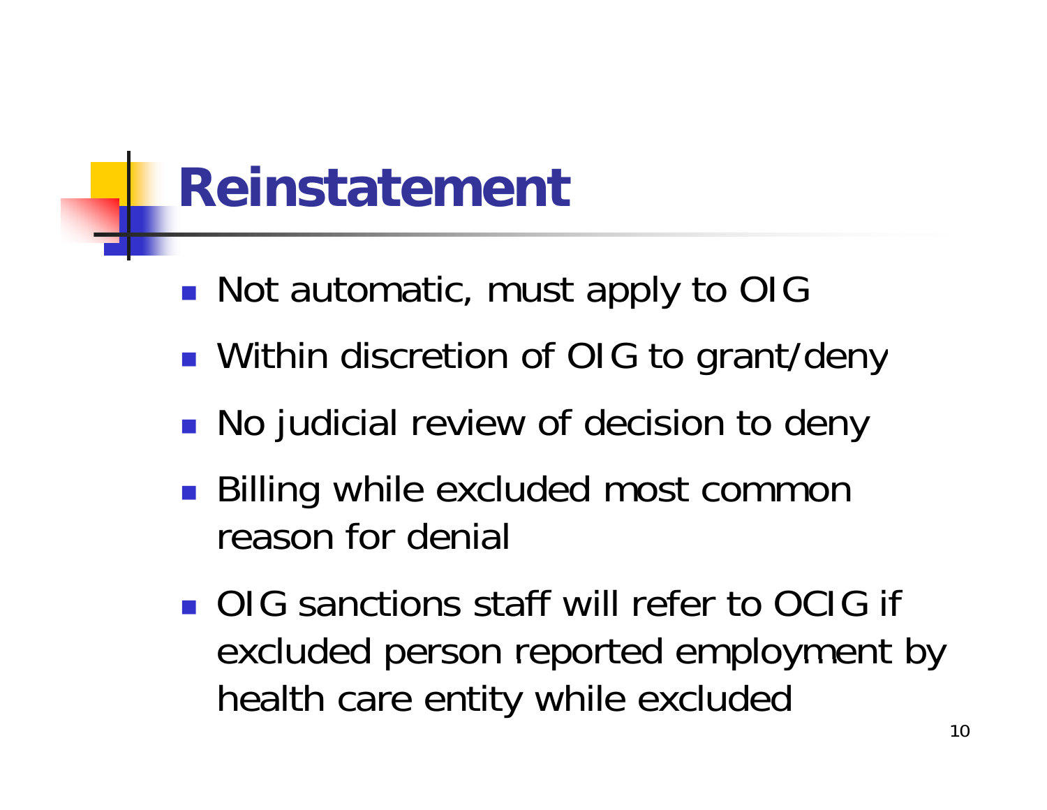# Reinstatement

- Not automatic, must apply to OIG
- Within discretion of OIG to grant/deny
- No judicial review of decision to deny
- Billing while excluded most common reason for denial
- OIG sanctions staff will refer to OCIG if excluded person reported employment by health care entity while excluded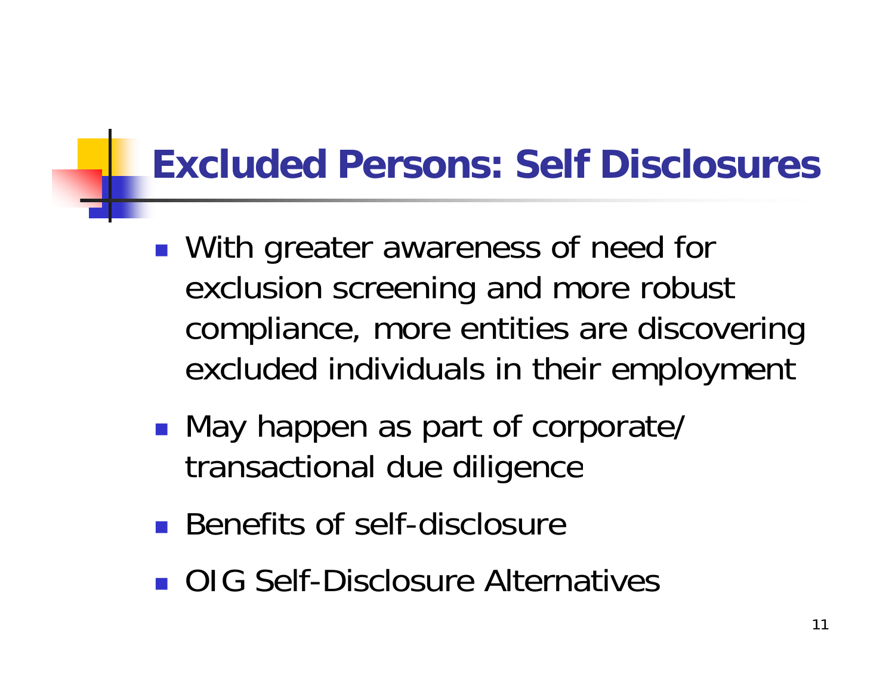# Excluded Persons: Self Disclosures

- With greater awareness of need for exclusion screening and more robust compliance, more entities are discovering excluded individuals in their employment
- May happen as part of corporate/ transactional due diligence
- Benefits of self-disclosure
- OIG Self-Disclosure Alternatives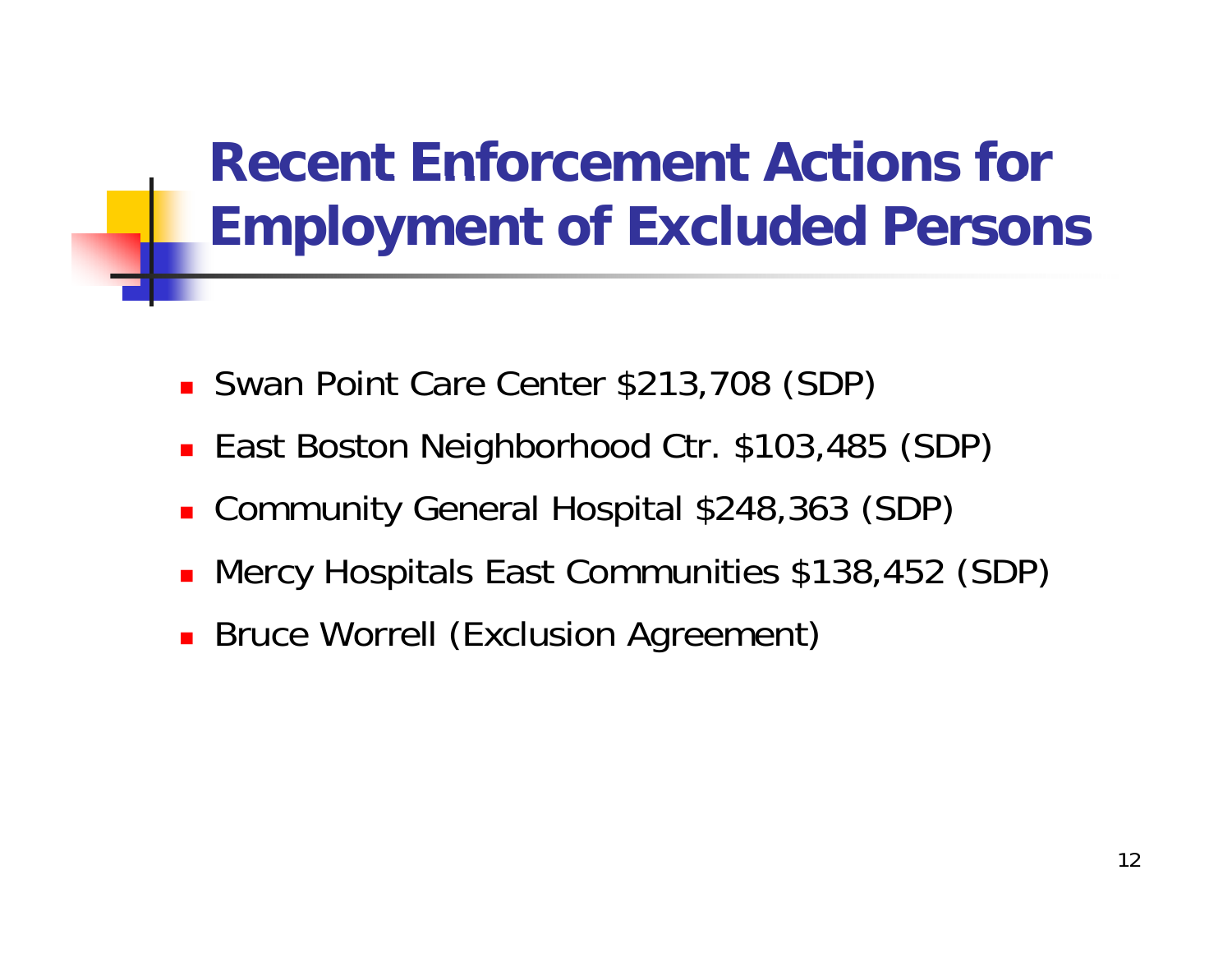# Recent Enforcement Actions for Employment of Excluded Persons

- Swan Point Care Center $213,708 (SDP)
- East Boston Neighborhood Ctr. $103,485 (SDP)
- Community General Hospital $248,363 (SDP)
- Mercy Hospitals East Communities $138,452 (SDP)
- Bruce Worrell (Exclusion Agreement)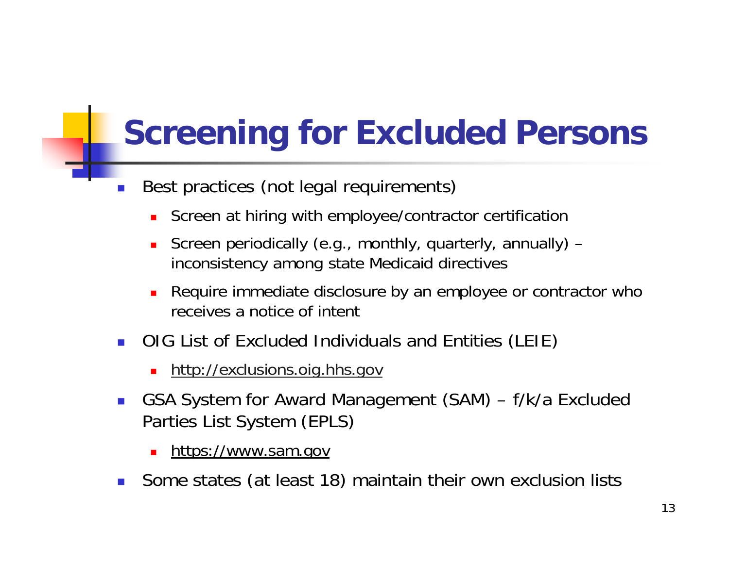# Screening for Excluded Persons

- Best practices (not legal requirements)
  - Screen at hiring with employee/contractor certification
  - Screen periodically (e.g., monthly, quarterly, annually) – inconsistency among state Medicaid directives
  - Require immediate disclosure by an employee or contractor who receives a notice of intent
- OIG List of Excluded Individuals and Entities (LEIE)
  - http://exclusions.oig.hhs.gov
- GSA System for Award Management (SAM) – f/k/a Excluded Parties List System (EPLS)
  - https://www.sam.gov
- Some states (at least 18) maintain their own exclusion lists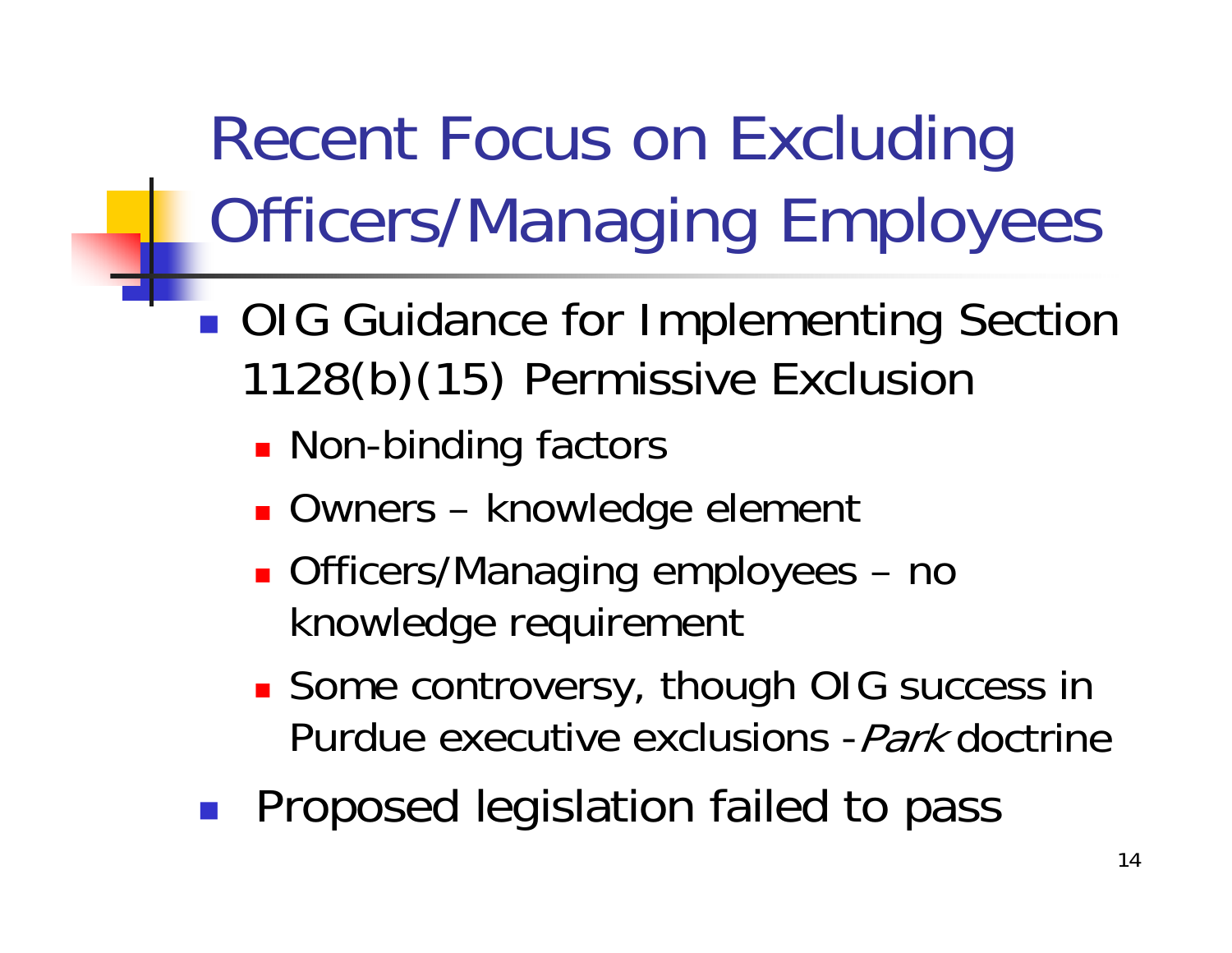# Recent Focus on Excluding Officers/Managing Employees

- OIG Guidance for Implementing Section 1128(b)(15) Permissive Exclusion
  - Non-binding factors
  - Owners – knowledge element
  - Officers/Managing employees – no knowledge requirement
  - Some controversy, though OIG success in Purdue executive exclusions - *Park* doctrine
- Proposed legislation failed to pass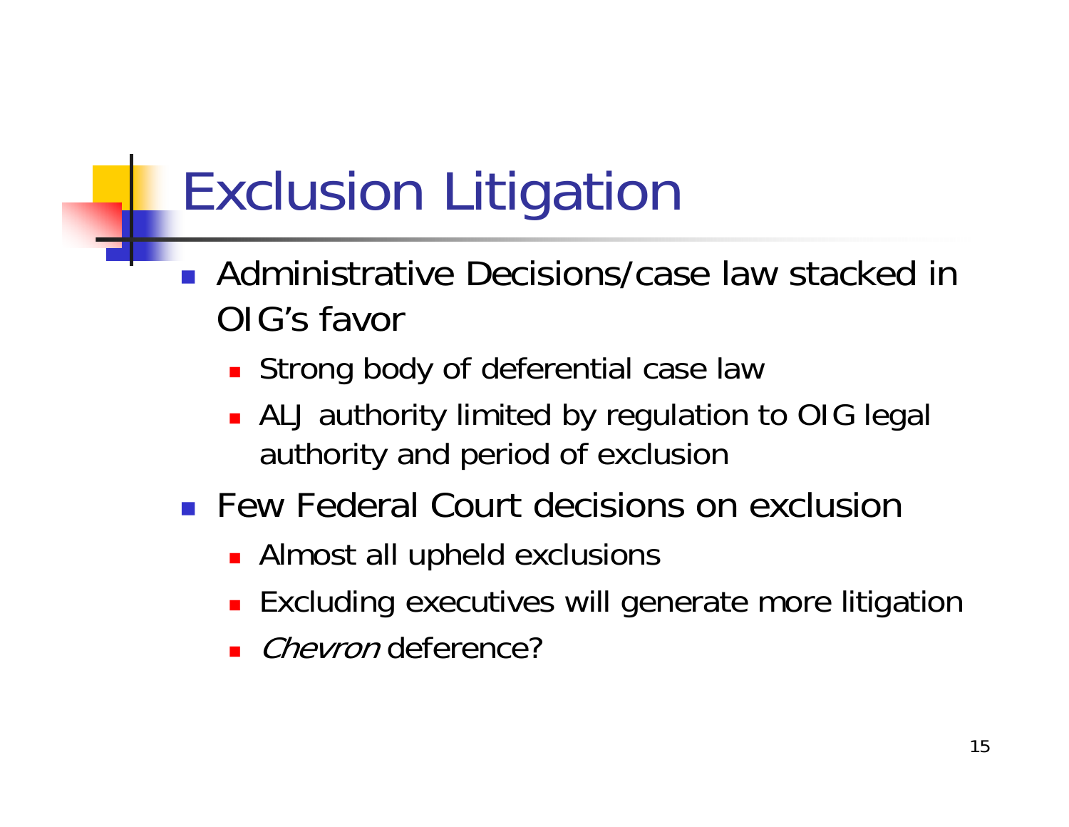# Exclusion Litigation

- Administrative Decisions/case law stacked in OIG's favor
  - Strong body of deferential case law
  - ALJ authority limited by regulation to OIG legal authority and period of exclusion
- Few Federal Court decisions on exclusion
  - Almost all upheld exclusions
  - Excluding executives will generate more litigation
  - *Chevron* deference?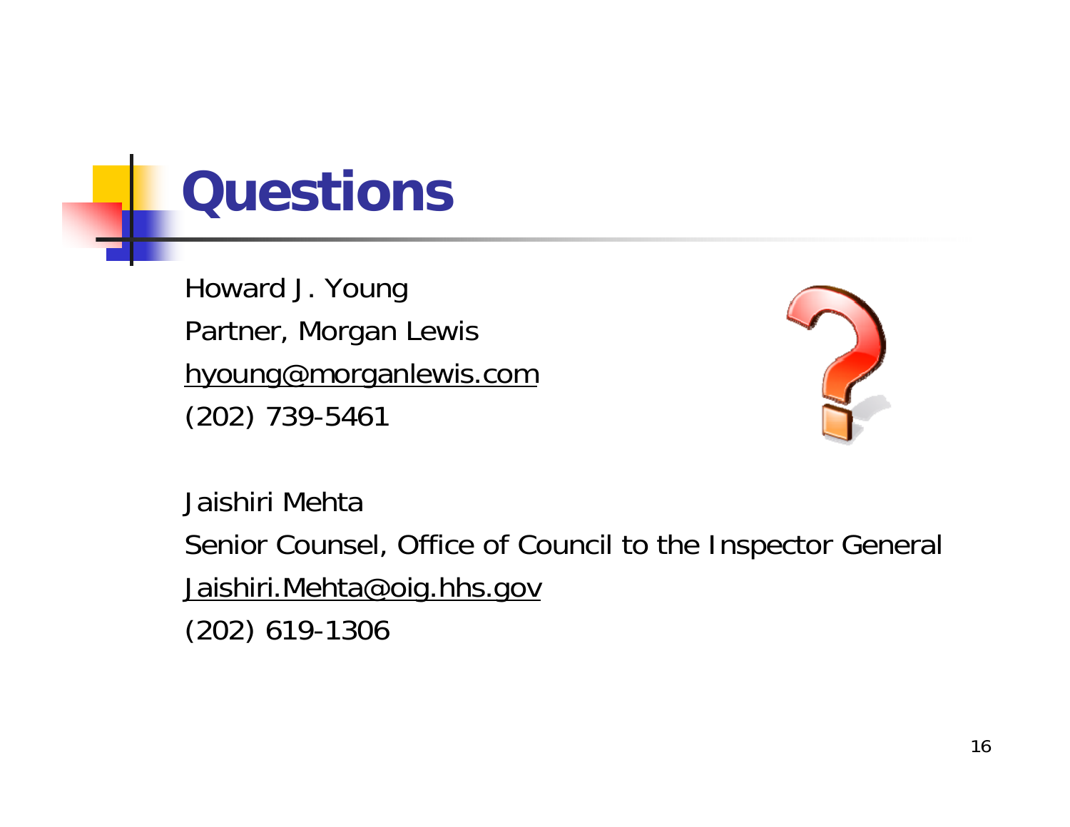# Questions

Howard J. Young

Partner, Morgan Lewis

hyoung@morganlewis.com

(202) 739-5461

Jaishiri Mehta

Senior Counsel, Office of Council to the Inspector General

Jaishiri.Mehta@oig.hhs.gov

(202) 619-1306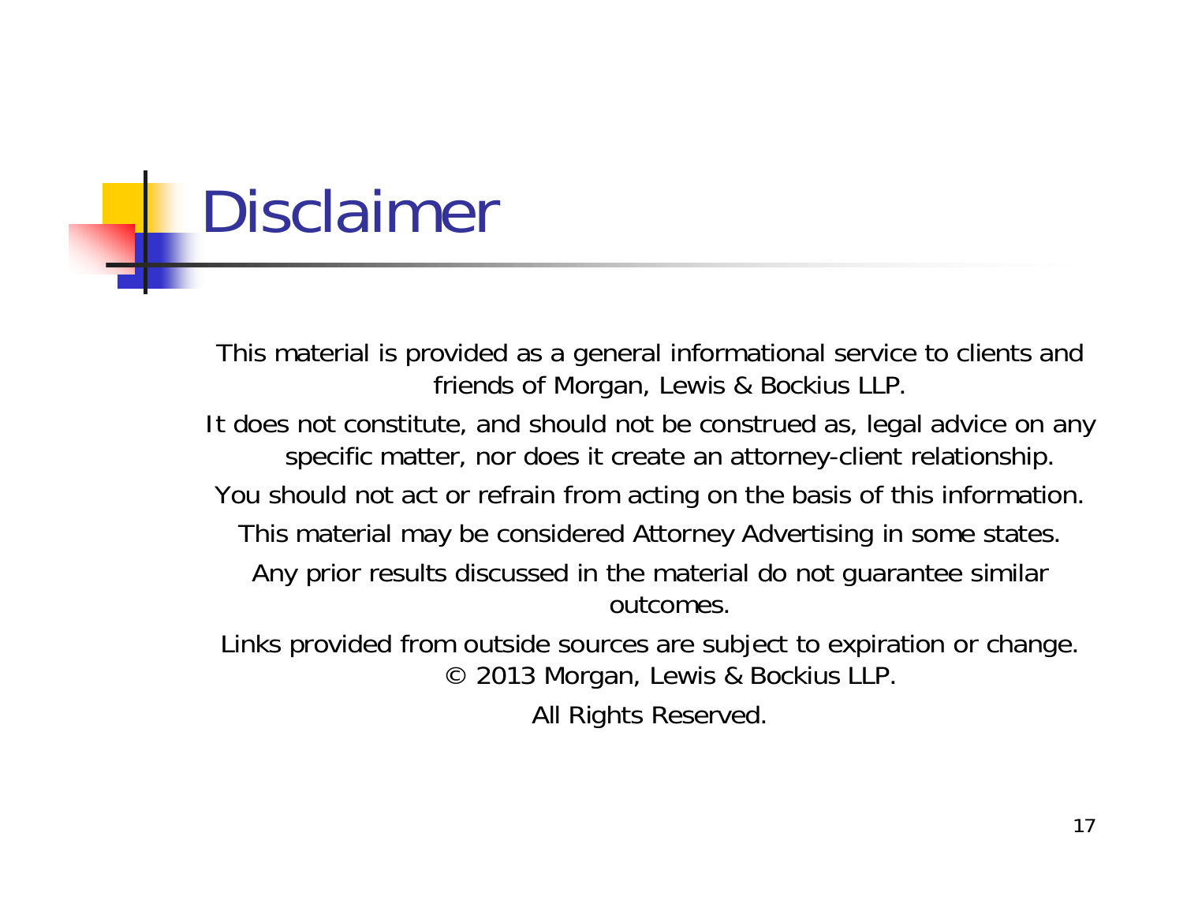# Disclaimer

This material is provided as a general informational service to clients and friends of Morgan, Lewis & Bockius LLP.

It does not constitute, and should not be construed as, legal advice on any specific matter, nor does it create an attorney-client relationship.

You should not act or refrain from acting on the basis of this information.

This material may be considered Attorney Advertising in some states.

Any prior results discussed in the material do not guarantee similar outcomes.

Links provided from outside sources are subject to expiration or change.

© 2013 Morgan, Lewis & Bockius LLP.

All Rights Reserved.